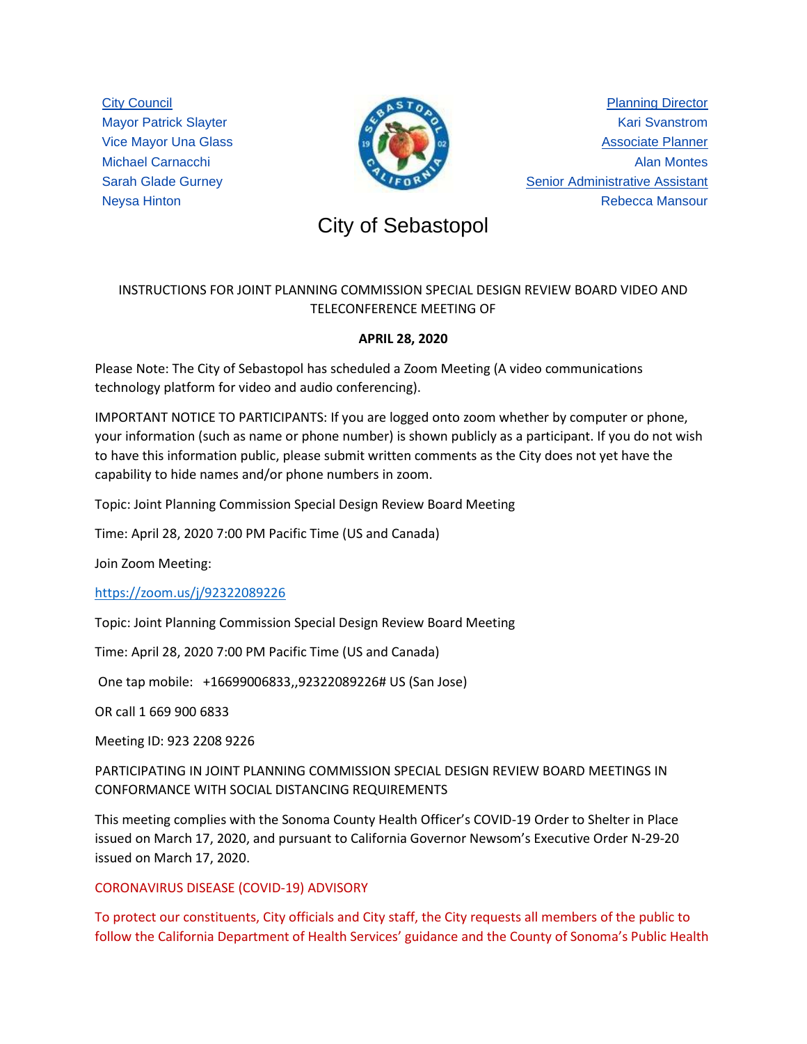City Council
Mayor Patrick Slayter
Vice Mayor Una Glass
Michael Carnacchi
Sarah Glade Gurney
Neysa Hinton

Planning Director
Kari Svanstrom
Associate Planner
Alan Montes
Senior Administrative Assistant
Rebecca Mansour

# City of Sebastopol

INSTRUCTIONS FOR JOINT PLANNING COMMISSION SPECIAL DESIGN REVIEW BOARD VIDEO AND TELECONFERENCE MEETING OF

**APRIL 28, 2020**

Please Note: The City of Sebastopol has scheduled a Zoom Meeting (A video communications technology platform for video and audio conferencing).

IMPORTANT NOTICE TO PARTICIPANTS: If you are logged onto zoom whether by computer or phone, your information (such as name or phone number) is shown publicly as a participant. If you do not wish to have this information public, please submit written comments as the City does not yet have the capability to hide names and/or phone numbers in zoom.

Topic: Joint Planning Commission Special Design Review Board Meeting

Time: April 28, 2020 7:00 PM Pacific Time (US and Canada)

Join Zoom Meeting:

https://zoom.us/j/92322089226

Topic: Joint Planning Commission Special Design Review Board Meeting

Time: April 28, 2020 7:00 PM Pacific Time (US and Canada)

One tap mobile: +16699006833,,92322089226# US (San Jose)

OR call 1 669 900 6833

Meeting ID: 923 2208 9226

PARTICIPATING IN JOINT PLANNING COMMISSION SPECIAL DESIGN REVIEW BOARD MEETINGS IN CONFORMANCE WITH SOCIAL DISTANCING REQUIREMENTS

This meeting complies with the Sonoma County Health Officer's COVID-19 Order to Shelter in Place issued on March 17, 2020, and pursuant to California Governor Newsom's Executive Order N-29-20 issued on March 17, 2020.

CORONAVIRUS DISEASE (COVID-19) ADVISORY

To protect our constituents, City officials and City staff, the City requests all members of the public to follow the California Department of Health Services' guidance and the County of Sonoma's Public Health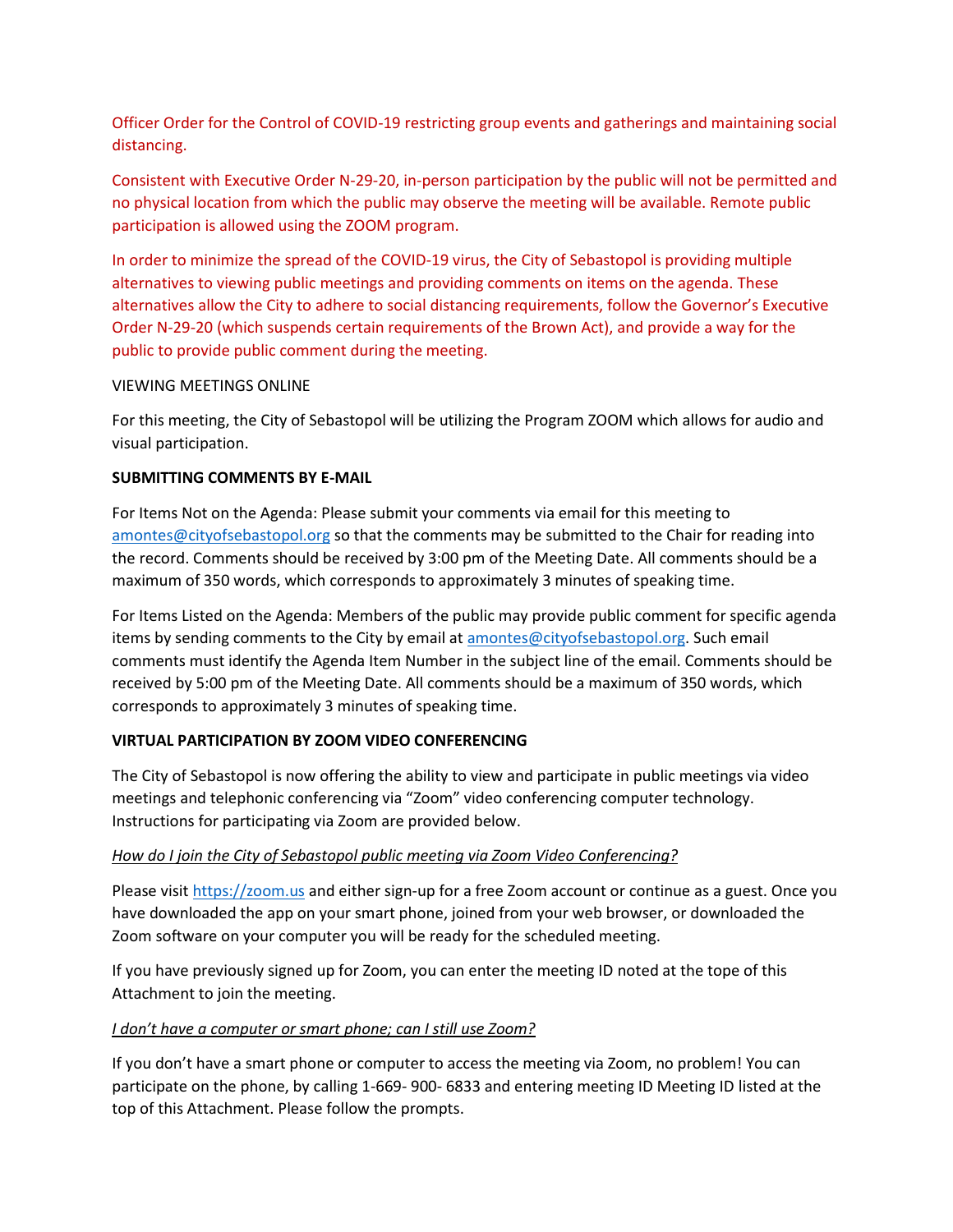Officer Order for the Control of COVID-19 restricting group events and gatherings and maintaining social distancing.

Consistent with Executive Order N-29-20, in-person participation by the public will not be permitted and no physical location from which the public may observe the meeting will be available. Remote public participation is allowed using the ZOOM program.

In order to minimize the spread of the COVID-19 virus, the City of Sebastopol is providing multiple alternatives to viewing public meetings and providing comments on items on the agenda. These alternatives allow the City to adhere to social distancing requirements, follow the Governor's Executive Order N-29-20 (which suspends certain requirements of the Brown Act), and provide a way for the public to provide public comment during the meeting.

VIEWING MEETINGS ONLINE

For this meeting, the City of Sebastopol will be utilizing the Program ZOOM which allows for audio and visual participation.

**SUBMITTING COMMENTS BY E-MAIL**

For Items Not on the Agenda: Please submit your comments via email for this meeting to amontes@cityofsebastopol.org so that the comments may be submitted to the Chair for reading into the record. Comments should be received by 3:00 pm of the Meeting Date. All comments should be a maximum of 350 words, which corresponds to approximately 3 minutes of speaking time.

For Items Listed on the Agenda: Members of the public may provide public comment for specific agenda items by sending comments to the City by email at amontes@cityofsebastopol.org. Such email comments must identify the Agenda Item Number in the subject line of the email. Comments should be received by 5:00 pm of the Meeting Date. All comments should be a maximum of 350 words, which corresponds to approximately 3 minutes of speaking time.

**VIRTUAL PARTICIPATION BY ZOOM VIDEO CONFERENCING**

The City of Sebastopol is now offering the ability to view and participate in public meetings via video meetings and telephonic conferencing via "Zoom" video conferencing computer technology. Instructions for participating via Zoom are provided below.

*How do I join the City of Sebastopol public meeting via Zoom Video Conferencing?*

Please visit https://zoom.us and either sign-up for a free Zoom account or continue as a guest. Once you have downloaded the app on your smart phone, joined from your web browser, or downloaded the Zoom software on your computer you will be ready for the scheduled meeting.

If you have previously signed up for Zoom, you can enter the meeting ID noted at the tope of this Attachment to join the meeting.

*I don't have a computer or smart phone; can I still use Zoom?*

If you don't have a smart phone or computer to access the meeting via Zoom, no problem! You can participate on the phone, by calling 1-669- 900- 6833 and entering meeting ID Meeting ID listed at the top of this Attachment. Please follow the prompts.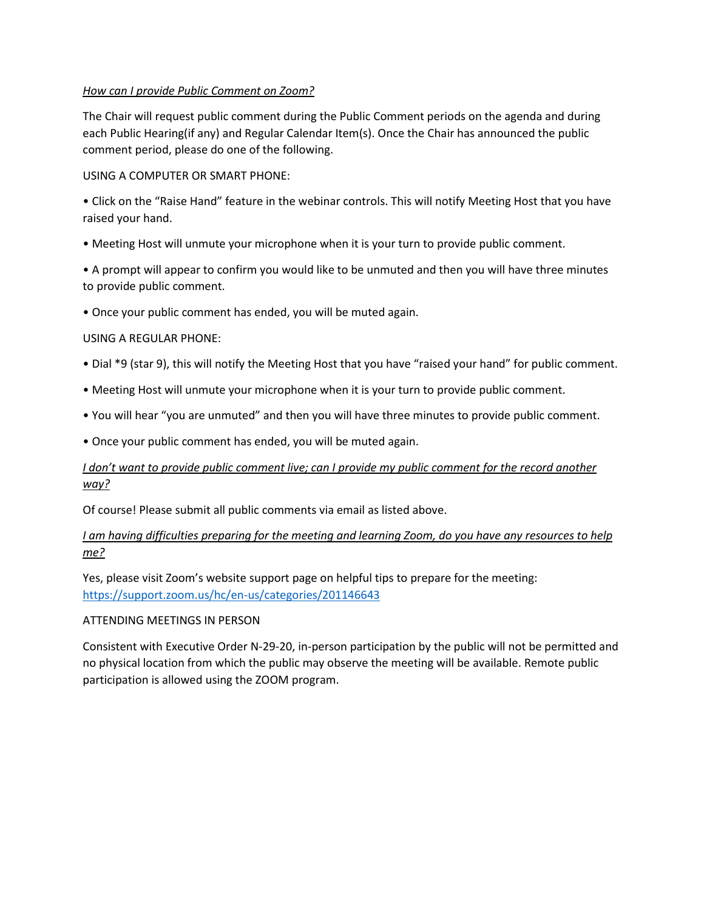*How can I provide Public Comment on Zoom?*

The Chair will request public comment during the Public Comment periods on the agenda and during each Public Hearing(if any) and Regular Calendar Item(s). Once the Chair has announced the public comment period, please do one of the following.

USING A COMPUTER OR SMART PHONE:

- Click on the “Raise Hand” feature in the webinar controls. This will notify Meeting Host that you have raised your hand.
- Meeting Host will unmute your microphone when it is your turn to provide public comment.
- A prompt will appear to confirm you would like to be unmuted and then you will have three minutes to provide public comment.
- Once your public comment has ended, you will be muted again.

USING A REGULAR PHONE:

- Dial *9 (star 9), this will notify the Meeting Host that you have “raised your hand” for public comment.
- Meeting Host will unmute your microphone when it is your turn to provide public comment.
- You will hear “you are unmuted” and then you will have three minutes to provide public comment.
- Once your public comment has ended, you will be muted again.

*I don’t want to provide public comment live; can I provide my public comment for the record another way?*

Of course! Please submit all public comments via email as listed above.

*I am having difficulties preparing for the meeting and learning Zoom, do you have any resources to help me?*

Yes, please visit Zoom’s website support page on helpful tips to prepare for the meeting: https://support.zoom.us/hc/en-us/categories/201146643

ATTENDING MEETINGS IN PERSON

Consistent with Executive Order N-29-20, in-person participation by the public will not be permitted and no physical location from which the public may observe the meeting will be available. Remote public participation is allowed using the ZOOM program.